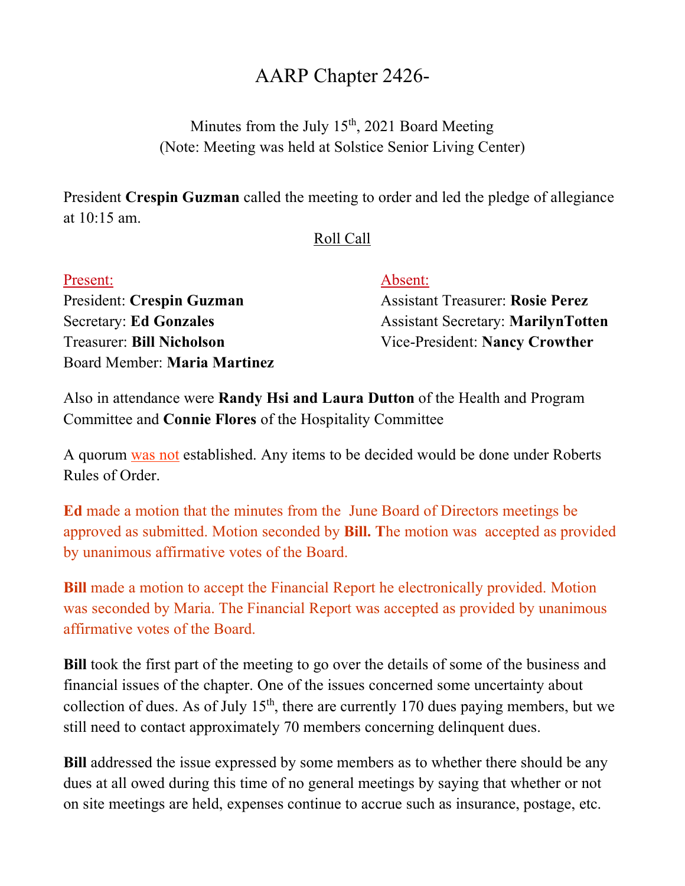# AARP Chapter 2426-

Minutes from the July 15th, 2021 Board Meeting
(Note: Meeting was held at Solstice Senior Living Center)

President **Crespin Guzman** called the meeting to order and led the pledge of allegiance at 10:15 am.

Roll Call

| Present: | Absent: |
| --- | --- |
| President: **Crespin Guzman** | Assistant Treasurer: **Rosie Perez** |
| Secretary: **Ed Gonzales** | Assistant Secretary: **MarilynTotten** |
| Treasurer: **Bill Nicholson** | Vice-President: **Nancy Crowther** |
| Board Member: **Maria Martinez** | |

Also in attendance were **Randy Hsi and Laura Dutton** of the Health and Program Committee and **Connie Flores** of the Hospitality Committee

A quorum was not established. Any items to be decided would be done under Roberts Rules of Order.

**Ed** made a motion that the minutes from the June Board of Directors meetings be approved as submitted. Motion seconded by **Bill. T**he motion was accepted as provided by unanimous affirmative votes of the Board.

**Bill** made a motion to accept the Financial Report he electronically provided. Motion was seconded by Maria. The Financial Report was accepted as provided by unanimous affirmative votes of the Board.

**Bill** took the first part of the meeting to go over the details of some of the business and financial issues of the chapter. One of the issues concerned some uncertainty about collection of dues. As of July 15th, there are currently 170 dues paying members, but we still need to contact approximately 70 members concerning delinquent dues.

**Bill** addressed the issue expressed by some members as to whether there should be any dues at all owed during this time of no general meetings by saying that whether or not on site meetings are held, expenses continue to accrue such as insurance, postage, etc.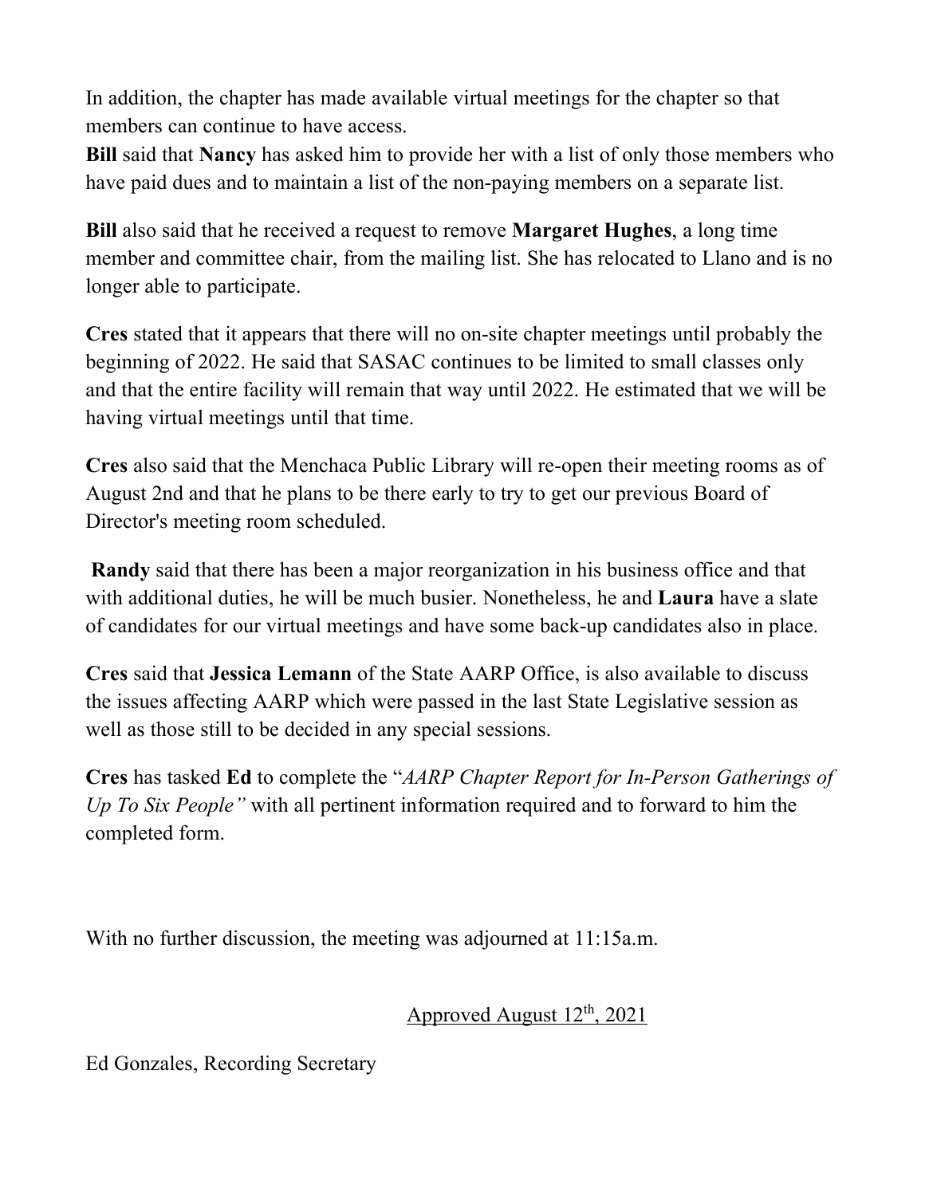In addition, the chapter has made available virtual meetings for the chapter so that members can continue to have access.
**Bill** said that **Nancy** has asked him to provide her with a list of only those members who have paid dues and to maintain a list of the non-paying members on a separate list.

**Bill** also said that he received a request to remove **Margaret Hughes**, a long time member and committee chair, from the mailing list. She has relocated to Llano and is no longer able to participate.

**Cres** stated that it appears that there will no on-site chapter meetings until probably the beginning of 2022. He said that SASAC continues to be limited to small classes only and that the entire facility will remain that way until 2022. He estimated that we will be having virtual meetings until that time.

**Cres** also said that the Menchaca Public Library will re-open their meeting rooms as of August 2nd and that he plans to be there early to try to get our previous Board of Director's meeting room scheduled.

**Randy** said that there has been a major reorganization in his business office and that with additional duties, he will be much busier. Nonetheless, he and **Laura** have a slate of candidates for our virtual meetings and have some back-up candidates also in place.

**Cres** said that **Jessica Lemann** of the State AARP Office, is also available to discuss the issues affecting AARP which were passed in the last State Legislative session as well as those still to be decided in any special sessions.

**Cres** has tasked **Ed** to complete the "*AARP Chapter Report for In-Person Gatherings of Up To Six People"* with all pertinent information required and to forward to him the completed form.

With no further discussion, the meeting was adjourned at 11:15a.m.

Approved August 12th, 2021

Ed Gonzales, Recording Secretary